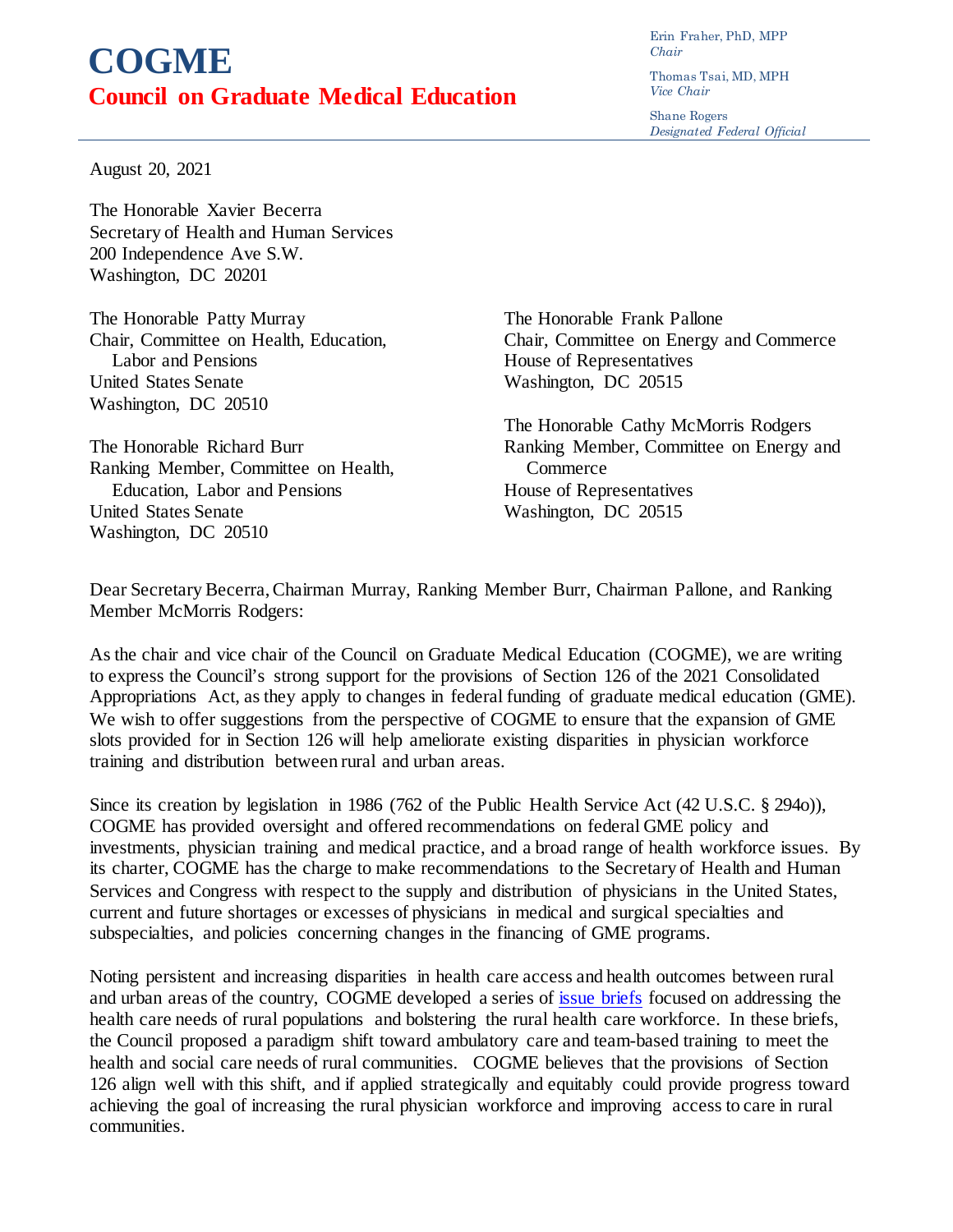# COGME

## Council on Graduate Medical Education

Erin Fraher, PhD, MPP
*Chair*

Thomas Tsai, MD, MPH
*Vice Chair*

Shane Rogers
*Designated Federal Official*

---

August 20, 2021

The Honorable Xavier Becerra
Secretary of Health and Human Services
200 Independence Ave S.W.
Washington, DC 20201

The Honorable Patty Murray
Chair, Committee on Health, Education, Labor and Pensions
United States Senate
Washington, DC 20510

The Honorable Richard Burr
Ranking Member, Committee on Health, Education, Labor and Pensions
United States Senate
Washington, DC 20510

The Honorable Frank Pallone
Chair, Committee on Energy and Commerce
House of Representatives
Washington, DC 20515

The Honorable Cathy McMorris Rodgers
Ranking Member, Committee on Energy and Commerce
House of Representatives
Washington, DC 20515

Dear Secretary Becerra, Chairman Murray, Ranking Member Burr, Chairman Pallone, and Ranking Member McMorris Rodgers:

As the chair and vice chair of the Council on Graduate Medical Education (COGME), we are writing to express the Council's strong support for the provisions of Section 126 of the 2021 Consolidated Appropriations Act, as they apply to changes in federal funding of graduate medical education (GME). We wish to offer suggestions from the perspective of COGME to ensure that the expansion of GME slots provided for in Section 126 will help ameliorate existing disparities in physician workforce training and distribution between rural and urban areas.

Since its creation by legislation in 1986 (762 of the Public Health Service Act (42 U.S.C. § 294o)), COGME has provided oversight and offered recommendations on federal GME policy and investments, physician training and medical practice, and a broad range of health workforce issues. By its charter, COGME has the charge to make recommendations to the Secretary of Health and Human Services and Congress with respect to the supply and distribution of physicians in the United States, current and future shortages or excesses of physicians in medical and surgical specialties and subspecialties, and policies concerning changes in the financing of GME programs.

Noting persistent and increasing disparities in health care access and health outcomes between rural and urban areas of the country, COGME developed a series of [issue briefs] focused on addressing the health care needs of rural populations and bolstering the rural health care workforce. In these briefs, the Council proposed a paradigm shift toward ambulatory care and team-based training to meet the health and social care needs of rural communities. COGME believes that the provisions of Section 126 align well with this shift, and if applied strategically and equitably could provide progress toward achieving the goal of increasing the rural physician workforce and improving access to care in rural communities.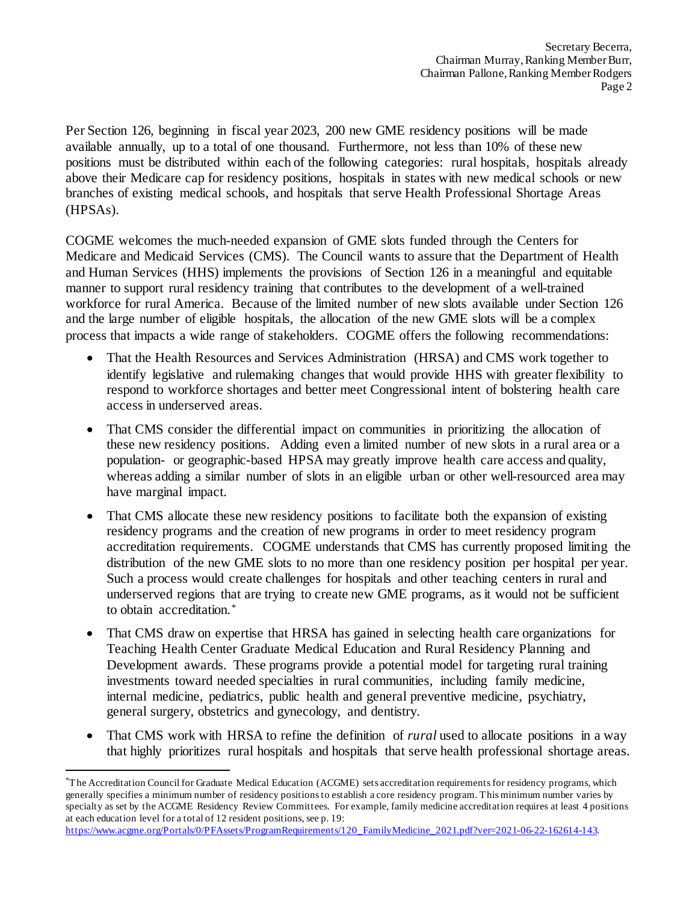Per Section 126, beginning in fiscal year 2023, 200 new GME residency positions will be made available annually, up to a total of one thousand. Furthermore, not less than 10% of these new positions must be distributed within each of the following categories: rural hospitals, hospitals already above their Medicare cap for residency positions, hospitals in states with new medical schools or new branches of existing medical schools, and hospitals that serve Health Professional Shortage Areas (HPSAs).

COGME welcomes the much-needed expansion of GME slots funded through the Centers for Medicare and Medicaid Services (CMS). The Council wants to assure that the Department of Health and Human Services (HHS) implements the provisions of Section 126 in a meaningful and equitable manner to support rural residency training that contributes to the development of a well-trained workforce for rural America. Because of the limited number of new slots available under Section 126 and the large number of eligible hospitals, the allocation of the new GME slots will be a complex process that impacts a wide range of stakeholders. COGME offers the following recommendations:

- That the Health Resources and Services Administration (HRSA) and CMS work together to identify legislative and rulemaking changes that would provide HHS with greater flexibility to respond to workforce shortages and better meet Congressional intent of bolstering health care access in underserved areas.
- That CMS consider the differential impact on communities in prioritizing the allocation of these new residency positions. Adding even a limited number of new slots in a rural area or a population- or geographic-based HPSA may greatly improve health care access and quality, whereas adding a similar number of slots in an eligible urban or other well-resourced area may have marginal impact.
- That CMS allocate these new residency positions to facilitate both the expansion of existing residency programs and the creation of new programs in order to meet residency program accreditation requirements. COGME understands that CMS has currently proposed limiting the distribution of the new GME slots to no more than one residency position per hospital per year. Such a process would create challenges for hospitals and other teaching centers in rural and underserved regions that are trying to create new GME programs, as it would not be sufficient to obtain accreditation.*
- That CMS draw on expertise that HRSA has gained in selecting health care organizations for Teaching Health Center Graduate Medical Education and Rural Residency Planning and Development awards. These programs provide a potential model for targeting rural training investments toward needed specialties in rural communities, including family medicine, internal medicine, pediatrics, public health and general preventive medicine, psychiatry, general surgery, obstetrics and gynecology, and dentistry.
- That CMS work with HRSA to refine the definition of *rural* used to allocate positions in a way that highly prioritizes rural hospitals and hospitals that serve health professional shortage areas.

---

*The Accreditation Council for Graduate Medical Education (ACGME) sets accreditation requirements for residency programs, which generally specifies a minimum number of residency positions to establish a core residency program. This minimum number varies by specialty as set by the ACGME Residency Review Committees. For example, family medicine accreditation requires at least 4 positions at each education level for a total of 12 resident positions, see p. 19: https://www.acgme.org/Portals/0/PFAssets/ProgramRequirements/120_FamilyMedicine_2021.pdf?ver=2021-06-22-162614-143.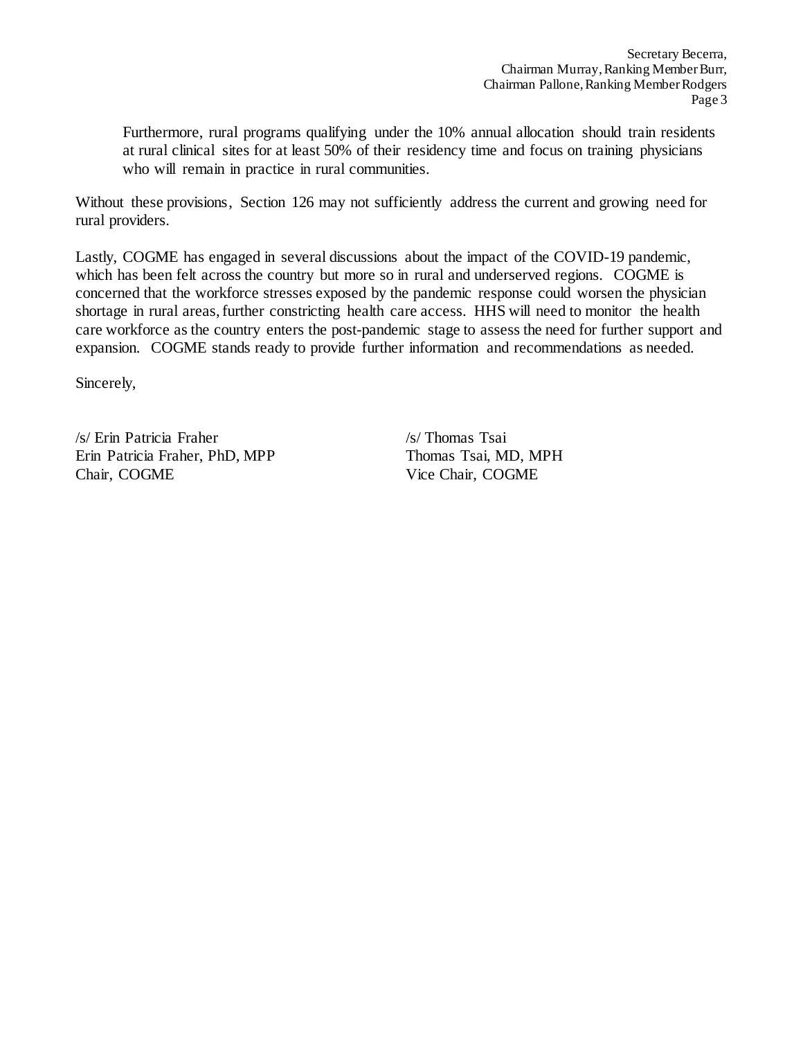Furthermore, rural programs qualifying under the 10% annual allocation should train residents at rural clinical sites for at least 50% of their residency time and focus on training physicians who will remain in practice in rural communities.

Without these provisions, Section 126 may not sufficiently address the current and growing need for rural providers.

Lastly, COGME has engaged in several discussions about the impact of the COVID-19 pandemic, which has been felt across the country but more so in rural and underserved regions. COGME is concerned that the workforce stresses exposed by the pandemic response could worsen the physician shortage in rural areas, further constricting health care access. HHS will need to monitor the health care workforce as the country enters the post-pandemic stage to assess the need for further support and expansion. COGME stands ready to provide further information and recommendations as needed.

Sincerely,

/s/ Erin Patricia Fraher
Erin Patricia Fraher, PhD, MPP
Chair, COGME

/s/ Thomas Tsai
Thomas Tsai, MD, MPH
Vice Chair, COGME